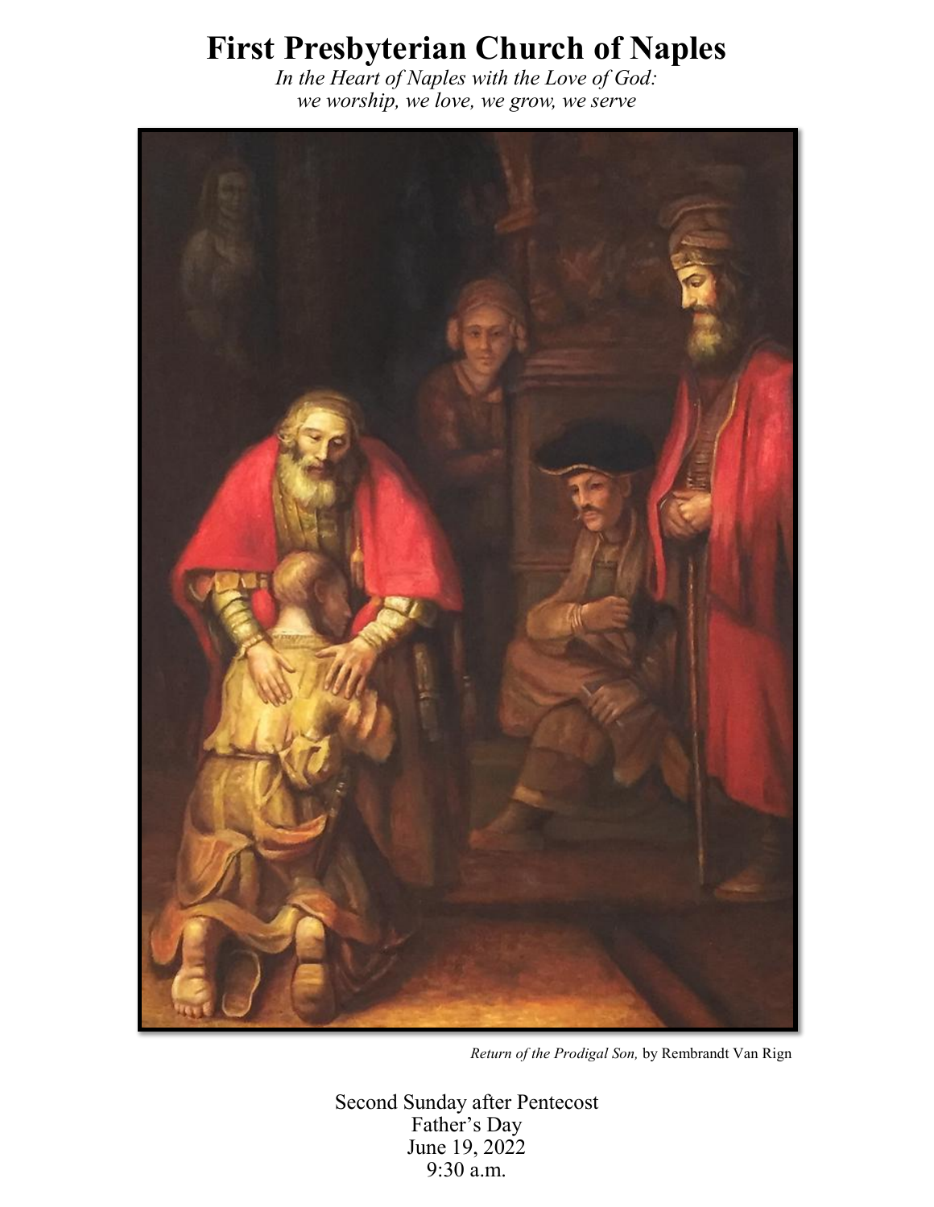# First Presbyterian Church of Naples

*In the Heart of Naples with the Love of God:*
*we worship, we love, we grow, we serve*

*Return of the Prodigal Son,* by Rembrandt Van Rign

Second Sunday after Pentecost
Father's Day
June 19, 2022
9:30 a.m.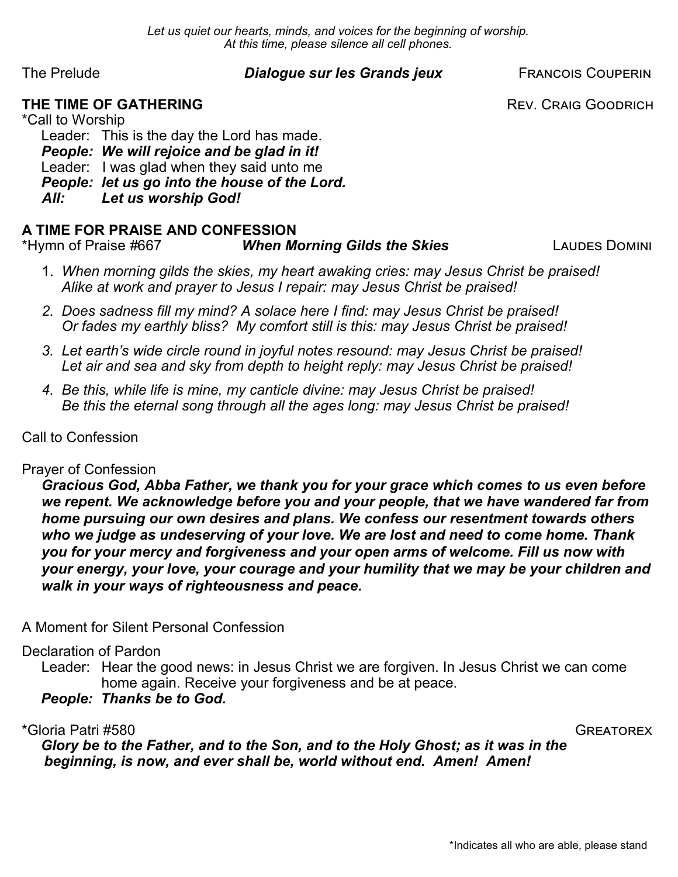*Let us quiet our hearts, minds, and voices for the beginning of worship.*
*At this time, please silence all cell phones.*

The Prelude **_Dialogue sur les Grands jeux_** Francois Couperin

**THE TIME OF GATHERING** Rev. Craig Goodrich

*Call to Worship

Leader: This is the day the Lord has made.
***People: We will rejoice and be glad in it!***
Leader: I was glad when they said unto me
***People: let us go into the house of the Lord.***
***All: Let us worship God!***

**A TIME FOR PRAISE AND CONFESSION**

*Hymn of Praise #667 **_When Morning Gilds the Skies_** Laudes Domini

1. *When morning gilds the skies, my heart awaking cries: may Jesus Christ be praised! Alike at work and prayer to Jesus I repair: may Jesus Christ be praised!*
2. *Does sadness fill my mind? A solace here I find: may Jesus Christ be praised! Or fades my earthly bliss? My comfort still is this: may Jesus Christ be praised!*
3. *Let earth's wide circle round in joyful notes resound: may Jesus Christ be praised! Let air and sea and sky from depth to height reply: may Jesus Christ be praised!*
4. *Be this, while life is mine, my canticle divine: may Jesus Christ be praised! Be this the eternal song through all the ages long: may Jesus Christ be praised!*

Call to Confession

Prayer of Confession

***Gracious God, Abba Father, we thank you for your grace which comes to us even before we repent. We acknowledge before you and your people, that we have wandered far from home pursuing our own desires and plans. We confess our resentment towards others who we judge as undeserving of your love. We are lost and need to come home. Thank you for your mercy and forgiveness and your open arms of welcome. Fill us now with your energy, your love, your courage and your humility that we may be your children and walk in your ways of righteousness and peace.***

A Moment for Silent Personal Confession

Declaration of Pardon

Leader: Hear the good news: in Jesus Christ we are forgiven. In Jesus Christ we can come home again. Receive your forgiveness and be at peace.
***People: Thanks be to God.***

*Gloria Patri #580 Greatorex

***Glory be to the Father, and to the Son, and to the Holy Ghost; as it was in the beginning, is now, and ever shall be, world without end. Amen! Amen!***

*Indicates all who are able, please stand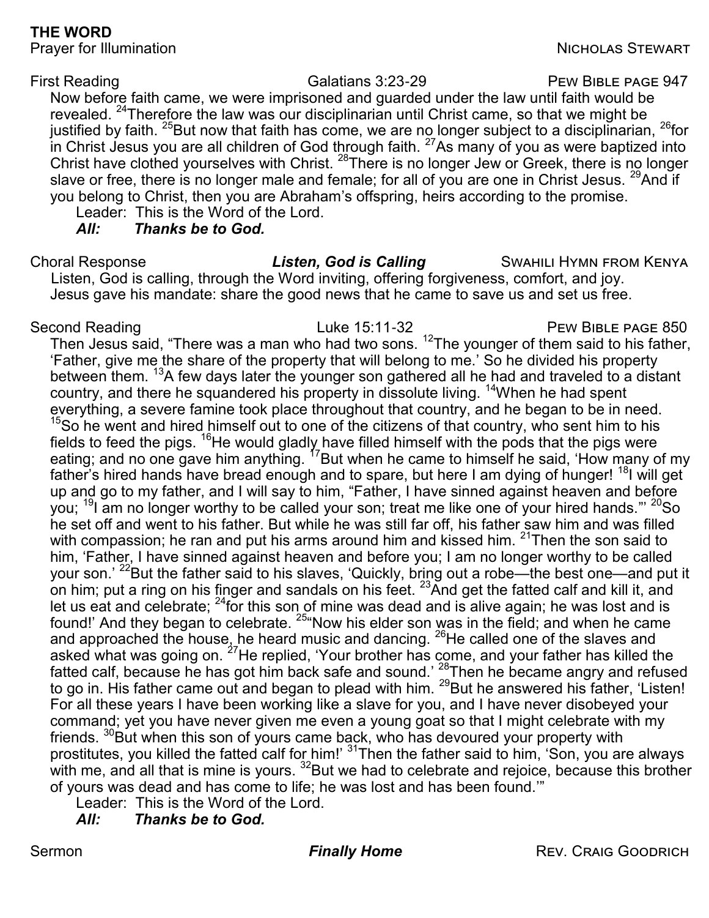## THE WORD

Prayer for Illumination — Nicholas Stewart

First Reading — Galatians 3:23-29 — Pew Bible page 947

Now before faith came, we were imprisoned and guarded under the law until faith would be revealed. [24]Therefore the law was our disciplinarian until Christ came, so that we might be justified by faith. [25]But now that faith has come, we are no longer subject to a disciplinarian, [26]for in Christ Jesus you are all children of God through faith. [27]As many of you as were baptized into Christ have clothed yourselves with Christ. [28]There is no longer Jew or Greek, there is no longer slave or free, there is no longer male and female; for all of you are one in Christ Jesus. [29]And if you belong to Christ, then you are Abraham's offspring, heirs according to the promise.

Leader: This is the Word of the Lord.
***All: Thanks be to God.***

Choral Response — ***Listen, God is Calling*** — Swahili Hymn from Kenya

Listen, God is calling, through the Word inviting, offering forgiveness, comfort, and joy.
Jesus gave his mandate: share the good news that he came to save us and set us free.

Second Reading — Luke 15:11-32 — Pew Bible page 850

Then Jesus said, "There was a man who had two sons. [12]The younger of them said to his father, 'Father, give me the share of the property that will belong to me.' So he divided his property between them. [13]A few days later the younger son gathered all he had and traveled to a distant country, and there he squandered his property in dissolute living. [14]When he had spent everything, a severe famine took place throughout that country, and he began to be in need. [15]So he went and hired himself out to one of the citizens of that country, who sent him to his fields to feed the pigs. [16]He would gladly have filled himself with the pods that the pigs were eating; and no one gave him anything. [17]But when he came to himself he said, 'How many of my father's hired hands have bread enough and to spare, but here I am dying of hunger! [18]I will get up and go to my father, and I will say to him, "Father, I have sinned against heaven and before you; [19]I am no longer worthy to be called your son; treat me like one of your hired hands."' [20]So he set off and went to his father. But while he was still far off, his father saw him and was filled with compassion; he ran and put his arms around him and kissed him. [21]Then the son said to him, 'Father, I have sinned against heaven and before you; I am no longer worthy to be called your son.' [22]But the father said to his slaves, 'Quickly, bring out a robe—the best one—and put it on him; put a ring on his finger and sandals on his feet. [23]And get the fatted calf and kill it, and let us eat and celebrate; [24]for this son of mine was dead and is alive again; he was lost and is found!' And they began to celebrate. [25]"Now his elder son was in the field; and when he came and approached the house, he heard music and dancing. [26]He called one of the slaves and asked what was going on. [27]He replied, 'Your brother has come, and your father has killed the fatted calf, because he has got him back safe and sound.' [28]Then he became angry and refused to go in. His father came out and began to plead with him. [29]But he answered his father, 'Listen! For all these years I have been working like a slave for you, and I have never disobeyed your command; yet you have never given me even a young goat so that I might celebrate with my friends. [30]But when this son of yours came back, who has devoured your property with prostitutes, you killed the fatted calf for him!' [31]Then the father said to him, 'Son, you are always with me, and all that is mine is yours. [32]But we had to celebrate and rejoice, because this brother of yours was dead and has come to life; he was lost and has been found.'"

Leader: This is the Word of the Lord.
***All: Thanks be to God.***

Sermon — ***Finally Home*** — Rev. Craig Goodrich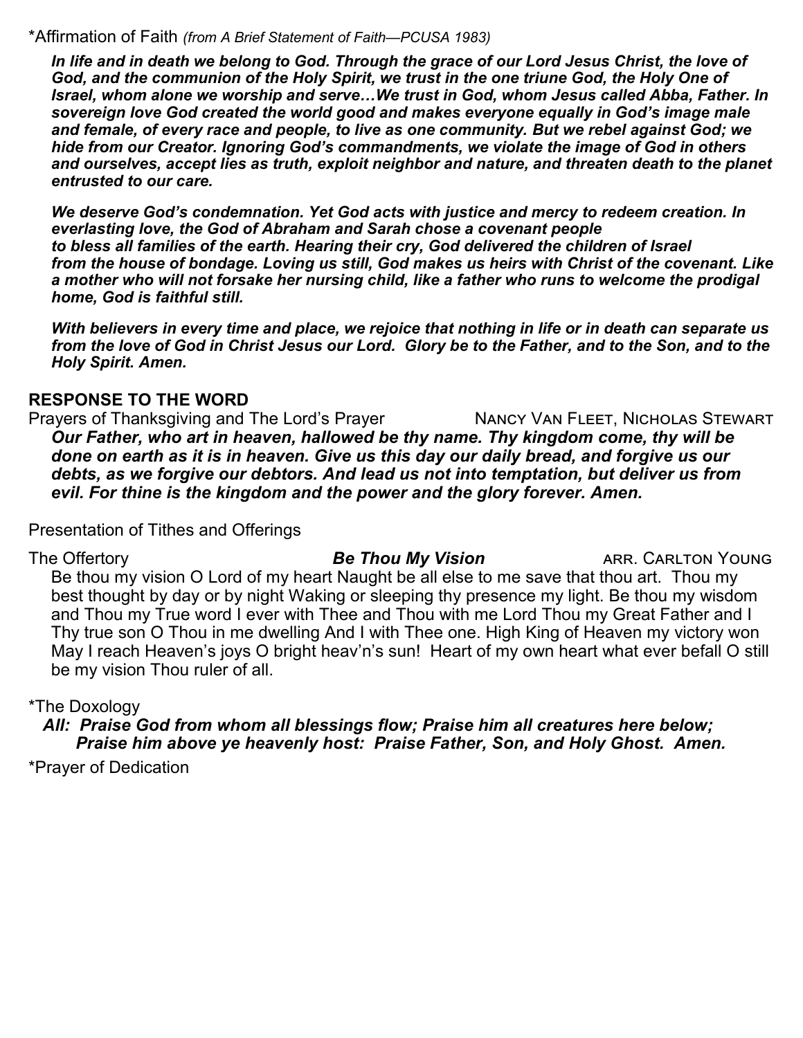*Affirmation of Faith *(from A Brief Statement of Faith—PCUSA 1983)*

***In life and in death we belong to God. Through the grace of our Lord Jesus Christ, the love of God, and the communion of the Holy Spirit, we trust in the one triune God, the Holy One of Israel, whom alone we worship and serve…We trust in God, whom Jesus called Abba, Father. In sovereign love God created the world good and makes everyone equally in God's image male and female, of every race and people, to live as one community. But we rebel against God; we hide from our Creator. Ignoring God's commandments, we violate the image of God in others and ourselves, accept lies as truth, exploit neighbor and nature, and threaten death to the planet entrusted to our care.***

***We deserve God's condemnation. Yet God acts with justice and mercy to redeem creation. In everlasting love, the God of Abraham and Sarah chose a covenant people to bless all families of the earth. Hearing their cry, God delivered the children of Israel from the house of bondage. Loving us still, God makes us heirs with Christ of the covenant. Like a mother who will not forsake her nursing child, like a father who runs to welcome the prodigal home, God is faithful still.***

***With believers in every time and place, we rejoice that nothing in life or in death can separate us from the love of God in Christ Jesus our Lord. Glory be to the Father, and to the Son, and to the Holy Spirit. Amen.***

## RESPONSE TO THE WORD

Prayers of Thanksgiving and The Lord's Prayer — Nancy Van Fleet, Nicholas Stewart

***Our Father, who art in heaven, hallowed be thy name. Thy kingdom come, thy will be done on earth as it is in heaven. Give us this day our daily bread, and forgive us our debts, as we forgive our debtors. And lead us not into temptation, but deliver us from evil. For thine is the kingdom and the power and the glory forever. Amen.***

Presentation of Tithes and Offerings

The Offertory — ***Be Thou My Vision*** — arr. Carlton Young

Be thou my vision O Lord of my heart Naught be all else to me save that thou art. Thou my best thought by day or by night Waking or sleeping thy presence my light. Be thou my wisdom and Thou my True word I ever with Thee and Thou with me Lord Thou my Great Father and I Thy true son O Thou in me dwelling And I with Thee one. High King of Heaven my victory won May I reach Heaven's joys O bright heav'n's sun! Heart of my own heart what ever befall O still be my vision Thou ruler of all.

*The Doxology

***All: Praise God from whom all blessings flow; Praise him all creatures here below; Praise him above ye heavenly host: Praise Father, Son, and Holy Ghost. Amen.***

*Prayer of Dedication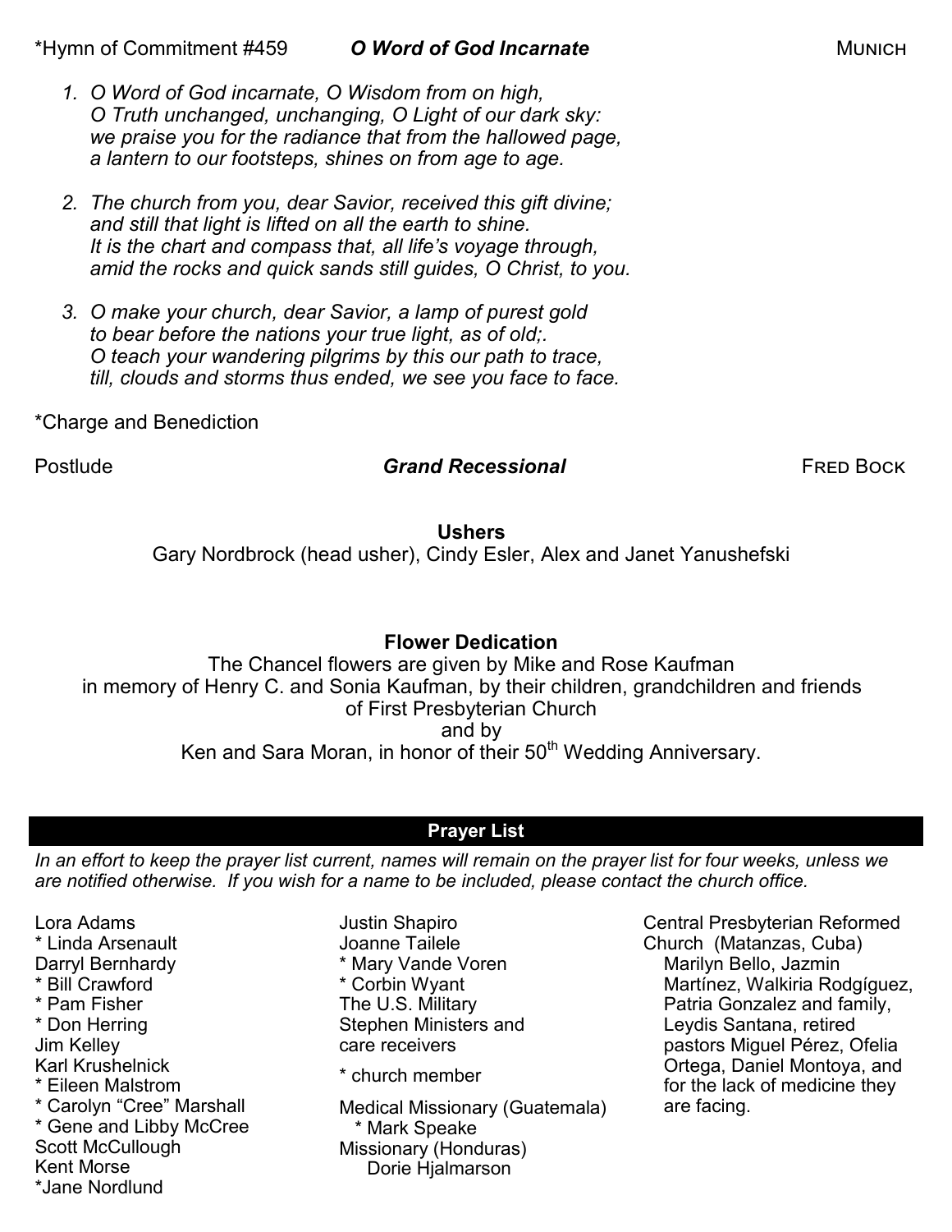*Hymn of Commitment #459 ***O Word of God Incarnate*** MUNICH

1. *O Word of God incarnate, O Wisdom from on high,*
   *O Truth unchanged, unchanging, O Light of our dark sky:*
   *we praise you for the radiance that from the hallowed page,*
   *a lantern to our footsteps, shines on from age to age.*

2. *The church from you, dear Savior, received this gift divine;*
   *and still that light is lifted on all the earth to shine.*
   *It is the chart and compass that, all life's voyage through,*
   *amid the rocks and quick sands still guides, O Christ, to you.*

3. *O make your church, dear Savior, a lamp of purest gold*
   *to bear before the nations your true light, as of old;.*
   *O teach your wandering pilgrims by this our path to trace,*
   *till, clouds and storms thus ended, we see you face to face.*

*Charge and Benediction

Postlude ***Grand Recessional*** FRED BOCK

**Ushers**

Gary Nordbrock (head usher), Cindy Esler, Alex and Janet Yanushefski

**Flower Dedication**

The Chancel flowers are given by Mike and Rose Kaufman
in memory of Henry C. and Sonia Kaufman, by their children, grandchildren and friends
of First Presbyterian Church
and by
Ken and Sara Moran, in honor of their 50th Wedding Anniversary.

## Prayer List

*In an effort to keep the prayer list current, names will remain on the prayer list for four weeks, unless we are notified otherwise. If you wish for a name to be included, please contact the church office.*

Lora Adams
* Linda Arsenault
Darryl Bernhardy
* Bill Crawford
* Pam Fisher
* Don Herring
Jim Kelley
Karl Krushelnick
* Eileen Malstrom
* Carolyn "Cree" Marshall
* Gene and Libby McCree
Scott McCullough
Kent Morse
*Jane Nordlund

Justin Shapiro
Joanne Tailele
* Mary Vande Voren
* Corbin Wyant
The U.S. Military
Stephen Ministers and care receivers

* church member

Medical Missionary (Guatemala)
 * Mark Speake
Missionary (Honduras)
 Dorie Hjalmarson

Central Presbyterian Reformed Church (Matanzas, Cuba)
 Marilyn Bello, Jazmin Martínez, Walkiria Rodgíguez, Patria Gonzalez and family, Leydis Santana, retired pastors Miguel Pérez, Ofelia Ortega, Daniel Montoya, and for the lack of medicine they are facing.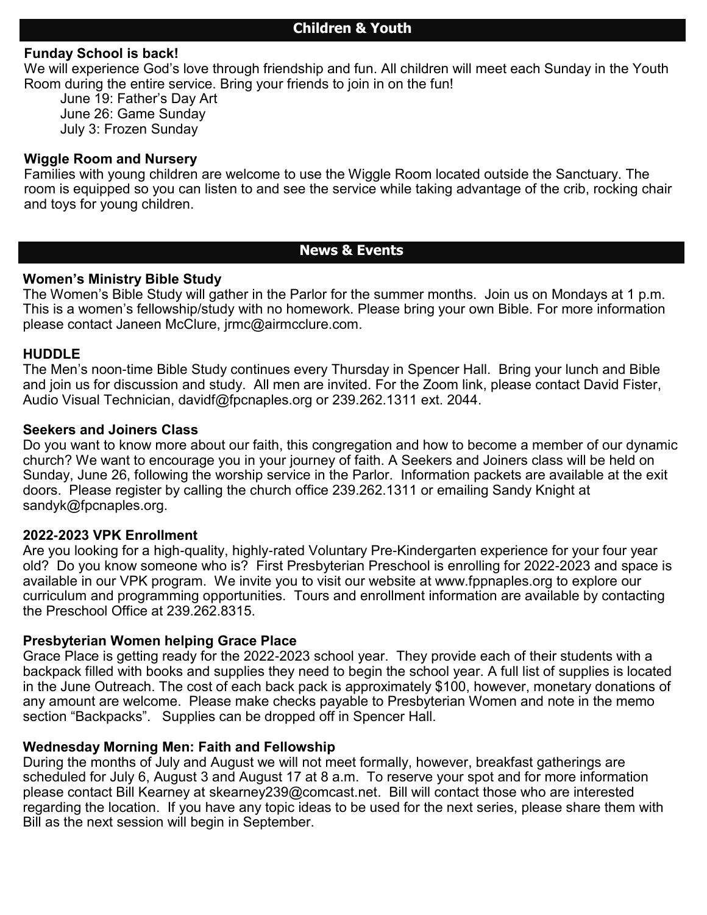## Children & Youth

### Funday School is back!

We will experience God's love through friendship and fun. All children will meet each Sunday in the Youth Room during the entire service. Bring your friends to join in on the fun!

June 19: Father's Day Art
June 26: Game Sunday
July 3: Frozen Sunday

### Wiggle Room and Nursery

Families with young children are welcome to use the Wiggle Room located outside the Sanctuary. The room is equipped so you can listen to and see the service while taking advantage of the crib, rocking chair and toys for young children.

## News & Events

### Women's Ministry Bible Study

The Women's Bible Study will gather in the Parlor for the summer months. Join us on Mondays at 1 p.m. This is a women's fellowship/study with no homework. Please bring your own Bible. For more information please contact Janeen McClure, jrmc@airmcclure.com.

### HUDDLE

The Men's noon-time Bible Study continues every Thursday in Spencer Hall. Bring your lunch and Bible and join us for discussion and study. All men are invited. For the Zoom link, please contact David Fister, Audio Visual Technician, davidf@fpcnaples.org or 239.262.1311 ext. 2044.

### Seekers and Joiners Class

Do you want to know more about our faith, this congregation and how to become a member of our dynamic church? We want to encourage you in your journey of faith. A Seekers and Joiners class will be held on Sunday, June 26, following the worship service in the Parlor. Information packets are available at the exit doors. Please register by calling the church office 239.262.1311 or emailing Sandy Knight at sandyk@fpcnaples.org.

### 2022-2023 VPK Enrollment

Are you looking for a high-quality, highly-rated Voluntary Pre-Kindergarten experience for your four year old? Do you know someone who is? First Presbyterian Preschool is enrolling for 2022-2023 and space is available in our VPK program. We invite you to visit our website at www.fppnaples.org to explore our curriculum and programming opportunities. Tours and enrollment information are available by contacting the Preschool Office at 239.262.8315.

### Presbyterian Women helping Grace Place

Grace Place is getting ready for the 2022-2023 school year. They provide each of their students with a backpack filled with books and supplies they need to begin the school year. A full list of supplies is located in the June Outreach. The cost of each back pack is approximately $100, however, monetary donations of any amount are welcome. Please make checks payable to Presbyterian Women and note in the memo section "Backpacks". Supplies can be dropped off in Spencer Hall.

### Wednesday Morning Men: Faith and Fellowship

During the months of July and August we will not meet formally, however, breakfast gatherings are scheduled for July 6, August 3 and August 17 at 8 a.m. To reserve your spot and for more information please contact Bill Kearney at skearney239@comcast.net. Bill will contact those who are interested regarding the location. If you have any topic ideas to be used for the next series, please share them with Bill as the next session will begin in September.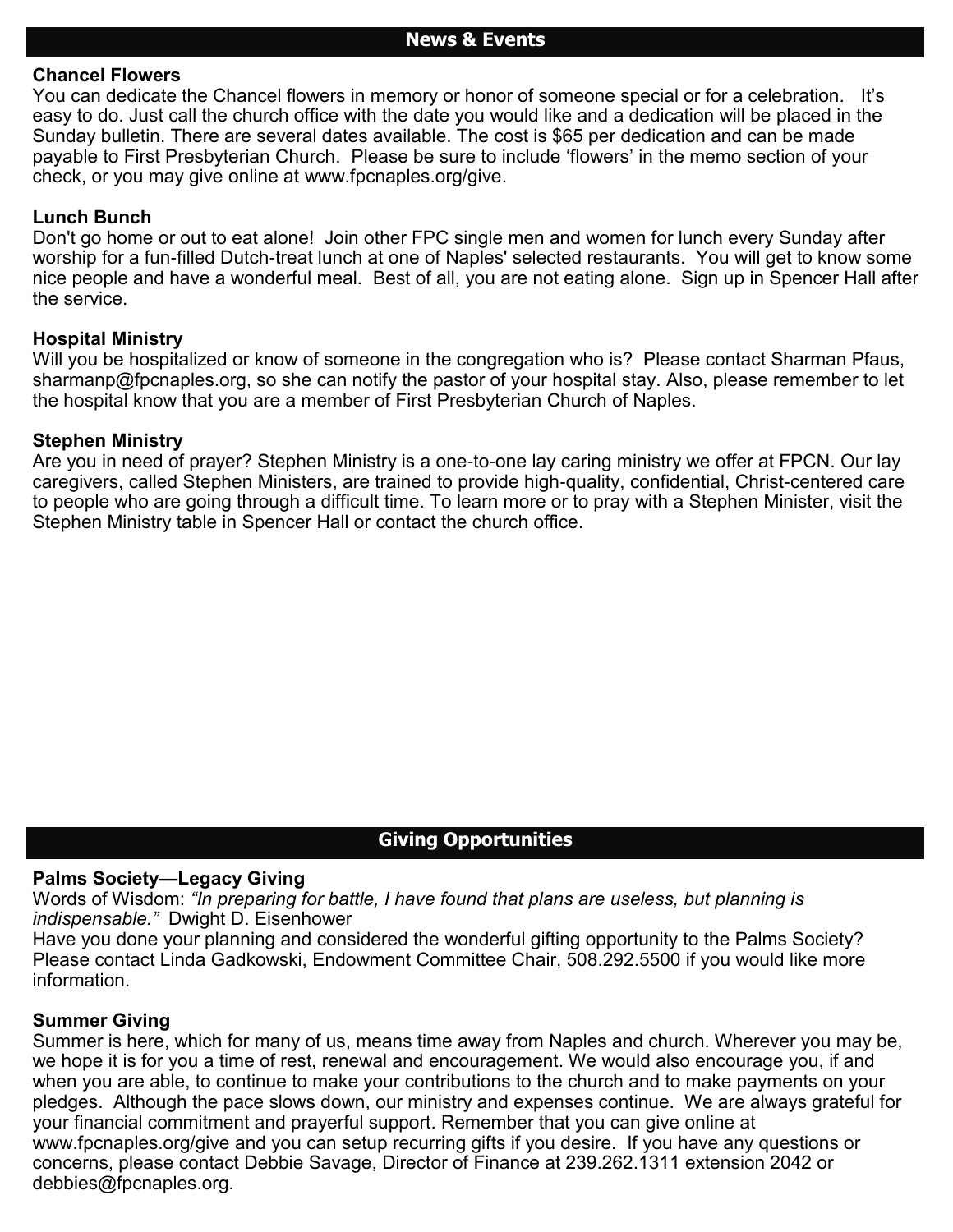## News & Events

**Chancel Flowers**
You can dedicate the Chancel flowers in memory or honor of someone special or for a celebration. It's easy to do. Just call the church office with the date you would like and a dedication will be placed in the Sunday bulletin. There are several dates available. The cost is $65 per dedication and can be made payable to First Presbyterian Church. Please be sure to include 'flowers' in the memo section of your check, or you may give online at www.fpcnaples.org/give.

**Lunch Bunch**
Don't go home or out to eat alone! Join other FPC single men and women for lunch every Sunday after worship for a fun-filled Dutch-treat lunch at one of Naples' selected restaurants. You will get to know some nice people and have a wonderful meal. Best of all, you are not eating alone. Sign up in Spencer Hall after the service.

**Hospital Ministry**
Will you be hospitalized or know of someone in the congregation who is? Please contact Sharman Pfaus, sharmanp@fpcnaples.org, so she can notify the pastor of your hospital stay. Also, please remember to let the hospital know that you are a member of First Presbyterian Church of Naples.

**Stephen Ministry**
Are you in need of prayer? Stephen Ministry is a one-to-one lay caring ministry we offer at FPCN. Our lay caregivers, called Stephen Ministers, are trained to provide high-quality, confidential, Christ-centered care to people who are going through a difficult time. To learn more or to pray with a Stephen Minister, visit the Stephen Ministry table in Spencer Hall or contact the church office.

## Giving Opportunities

**Palms Society—Legacy Giving**
Words of Wisdom: *"In preparing for battle, I have found that plans are useless, but planning is indispensable."* Dwight D. Eisenhower
Have you done your planning and considered the wonderful gifting opportunity to the Palms Society? Please contact Linda Gadkowski, Endowment Committee Chair, 508.292.5500 if you would like more information.

**Summer Giving**
Summer is here, which for many of us, means time away from Naples and church. Wherever you may be, we hope it is for you a time of rest, renewal and encouragement. We would also encourage you, if and when you are able, to continue to make your contributions to the church and to make payments on your pledges. Although the pace slows down, our ministry and expenses continue. We are always grateful for your financial commitment and prayerful support. Remember that you can give online at www.fpcnaples.org/give and you can setup recurring gifts if you desire. If you have any questions or concerns, please contact Debbie Savage, Director of Finance at 239.262.1311 extension 2042 or debbies@fpcnaples.org.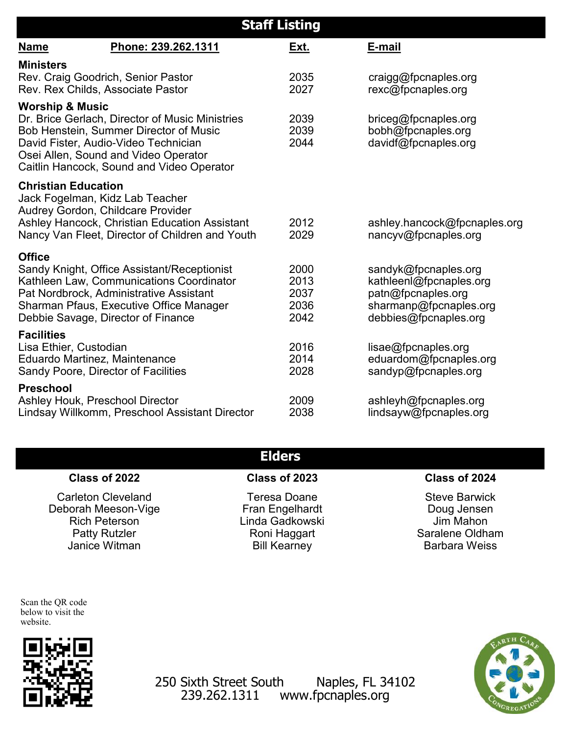## Staff Listing

| Name | Phone: 239.262.1311 | Ext. | E-mail |
|---|---|---|---|
| **Ministers** | | | |
| Rev. Craig Goodrich, Senior Pastor | | 2035 | craigg@fpcnaples.org |
| Rev. Rex Childs, Associate Pastor | | 2027 | rexc@fpcnaples.org |
| **Worship & Music** | | | |
| Dr. Brice Gerlach, Director of Music Ministries | | 2039 | briceg@fpcnaples.org |
| Bob Henstein, Summer Director of Music | | 2039 | bobh@fpcnaples.org |
| David Fister, Audio-Video Technician | | 2044 | davidf@fpcnaples.org |
| Osei Allen, Sound and Video Operator | | | |
| Caitlin Hancock, Sound and Video Operator | | | |
| **Christian Education** | | | |
| Jack Fogelman, Kidz Lab Teacher | | | |
| Audrey Gordon, Childcare Provider | | | |
| Ashley Hancock, Christian Education Assistant | | 2012 | ashley.hancock@fpcnaples.org |
| Nancy Van Fleet, Director of Children and Youth | | 2029 | nancyv@fpcnaples.org |
| **Office** | | | |
| Sandy Knight, Office Assistant/Receptionist | | 2000 | sandyk@fpcnaples.org |
| Kathleen Law, Communications Coordinator | | 2013 | kathleenl@fpcnaples.org |
| Pat Nordbrock, Administrative Assistant | | 2037 | patn@fpcnaples.org |
| Sharman Pfaus, Executive Office Manager | | 2036 | sharmanp@fpcnaples.org |
| Debbie Savage, Director of Finance | | 2042 | debbies@fpcnaples.org |
| **Facilities** | | | |
| Lisa Ethier, Custodian | | 2016 | lisae@fpcnaples.org |
| Eduardo Martinez, Maintenance | | 2014 | eduardom@fpcnaples.org |
| Sandy Poore, Director of Facilities | | 2028 | sandyp@fpcnaples.org |
| **Preschool** | | | |
| Ashley Houk, Preschool Director | | 2009 | ashleyh@fpcnaples.org |
| Lindsay Willkomm, Preschool Assistant Director | | 2038 | lindsayw@fpcnaples.org |

## Elders

| Class of 2022 | Class of 2023 | Class of 2024 |
|---|---|---|
| Carleton Cleveland | Teresa Doane | Steve Barwick |
| Deborah Meeson-Vige | Fran Engelhardt | Doug Jensen |
| Rich Peterson | Linda Gadkowski | Jim Mahon |
| Patty Rutzler | Roni Haggart | Saralene Oldham |
| Janice Witman | Bill Kearney | Barbara Weiss |

Scan the QR code below to visit the website.

250 Sixth Street South Naples, FL 34102
239.262.1311 www.fpcnaples.org

Earth Care Congregations